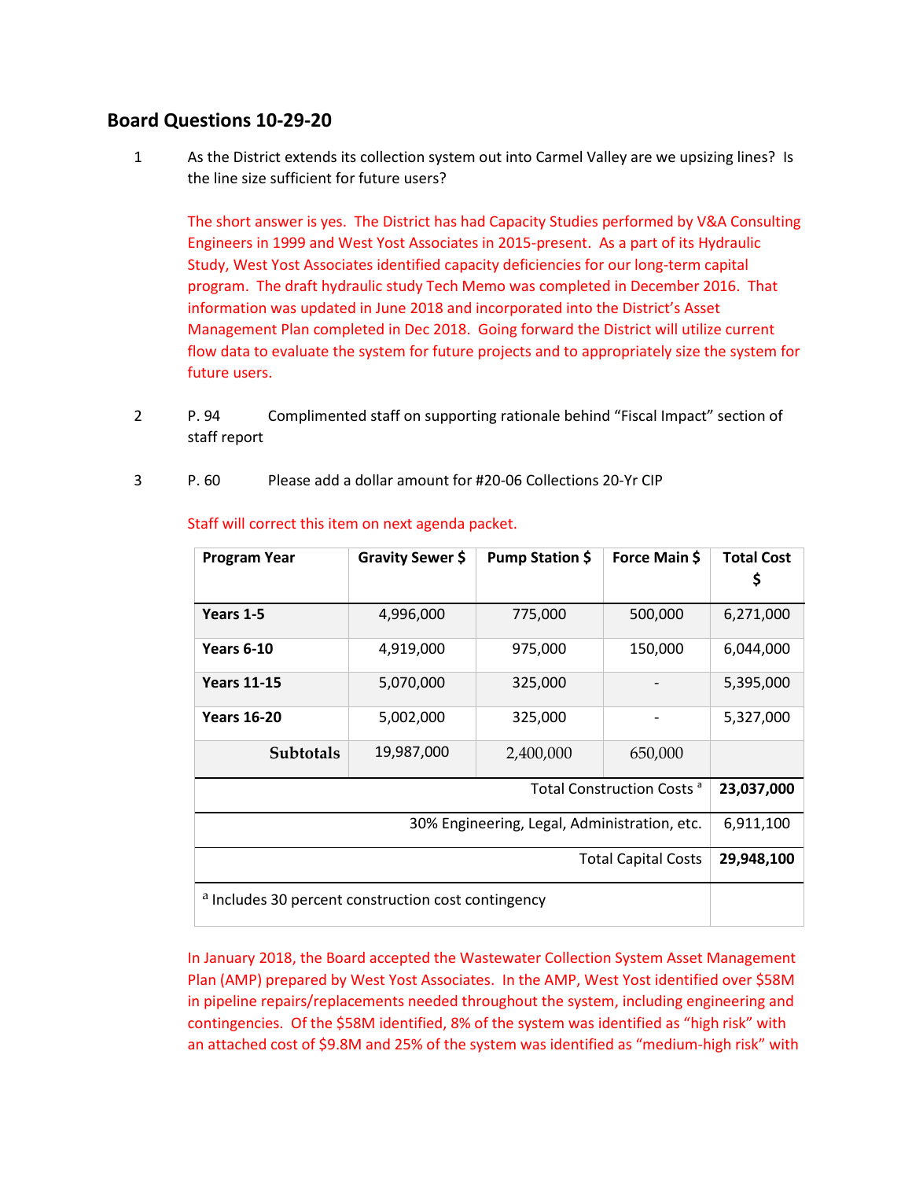## Board Questions 10-29-20

1. As the District extends its collection system out into Carmel Valley are we upsizing lines? Is the line size sufficient for future users?

   The short answer is yes. The District has had Capacity Studies performed by V&A Consulting Engineers in 1999 and West Yost Associates in 2015-present. As a part of its Hydraulic Study, West Yost Associates identified capacity deficiencies for our long-term capital program. The draft hydraulic study Tech Memo was completed in December 2016. That information was updated in June 2018 and incorporated into the District's Asset Management Plan completed in Dec 2018. Going forward the District will utilize current flow data to evaluate the system for future projects and to appropriately size the system for future users.

2. P. 94 Complimented staff on supporting rationale behind "Fiscal Impact" section of staff report

3. P. 60 Please add a dollar amount for #20-06 Collections 20-Yr CIP

   Staff will correct this item on next agenda packet.

| Program Year | Gravity Sewer $ | Pump Station $ | Force Main $ | Total Cost $ |
|---|---|---|---|---|
| **Years 1-5** | 4,996,000 | 775,000 | 500,000 | 6,271,000 |
| **Years 6-10** | 4,919,000 | 975,000 | 150,000 | 6,044,000 |
| **Years 11-15** | 5,070,000 | 325,000 | - | 5,395,000 |
| **Years 16-20** | 5,002,000 | 325,000 | - | 5,327,000 |
| **Subtotals** | 19,987,000 | 2,400,000 | 650,000 | |
| | | | Total Construction Costs [a] | **23,037,000** |
| | | | 30% Engineering, Legal, Administration, etc. | 6,911,100 |
| | | | Total Capital Costs | **29,948,100** |
| [a] Includes 30 percent construction cost contingency | | | | |

In January 2018, the Board accepted the Wastewater Collection System Asset Management Plan (AMP) prepared by West Yost Associates. In the AMP, West Yost identified over $58M in pipeline repairs/replacements needed throughout the system, including engineering and contingencies. Of the $58M identified, 8% of the system was identified as "high risk" with an attached cost of $9.8M and 25% of the system was identified as "medium-high risk" with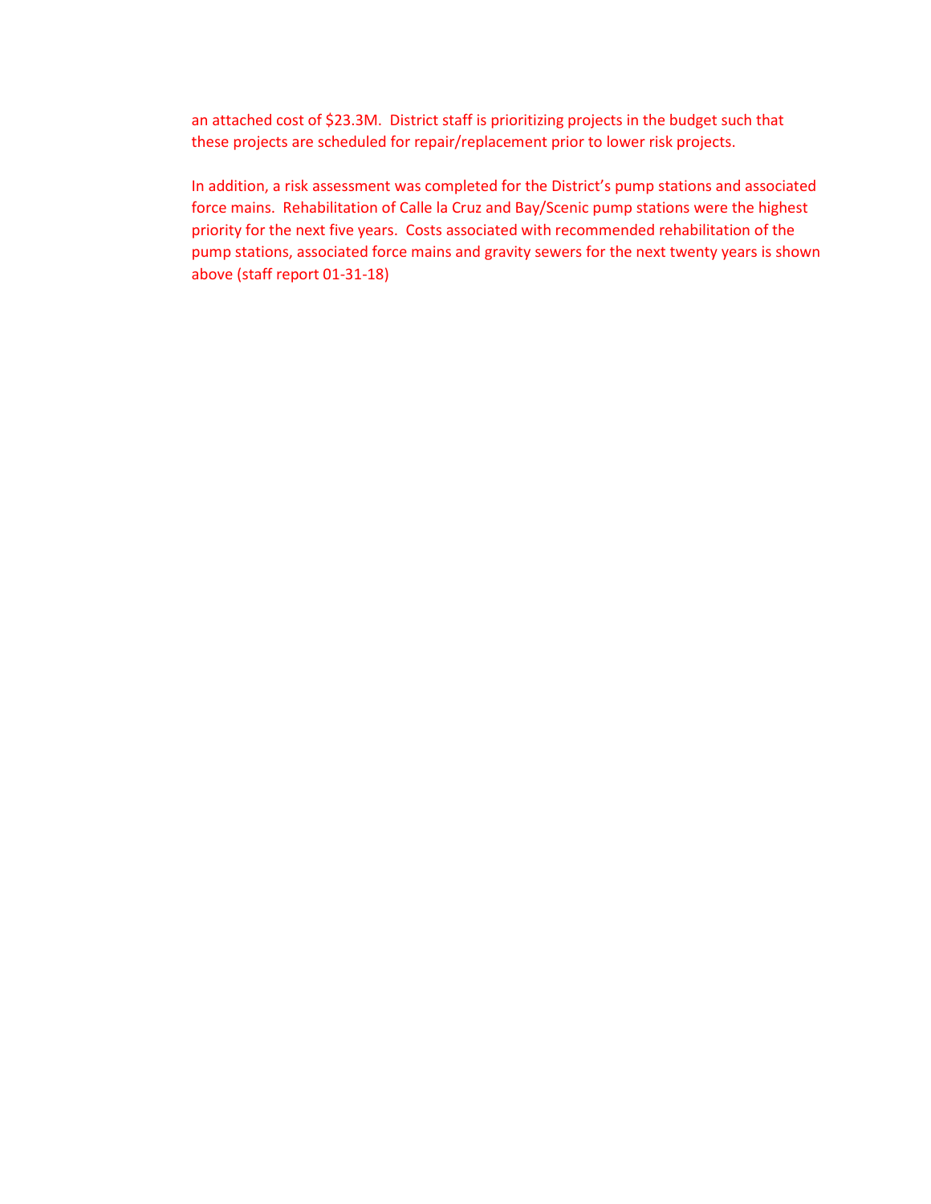an attached cost of $23.3M. District staff is prioritizing projects in the budget such that these projects are scheduled for repair/replacement prior to lower risk projects.

In addition, a risk assessment was completed for the District's pump stations and associated force mains. Rehabilitation of Calle la Cruz and Bay/Scenic pump stations were the highest priority for the next five years. Costs associated with recommended rehabilitation of the pump stations, associated force mains and gravity sewers for the next twenty years is shown above (staff report 01-31-18)